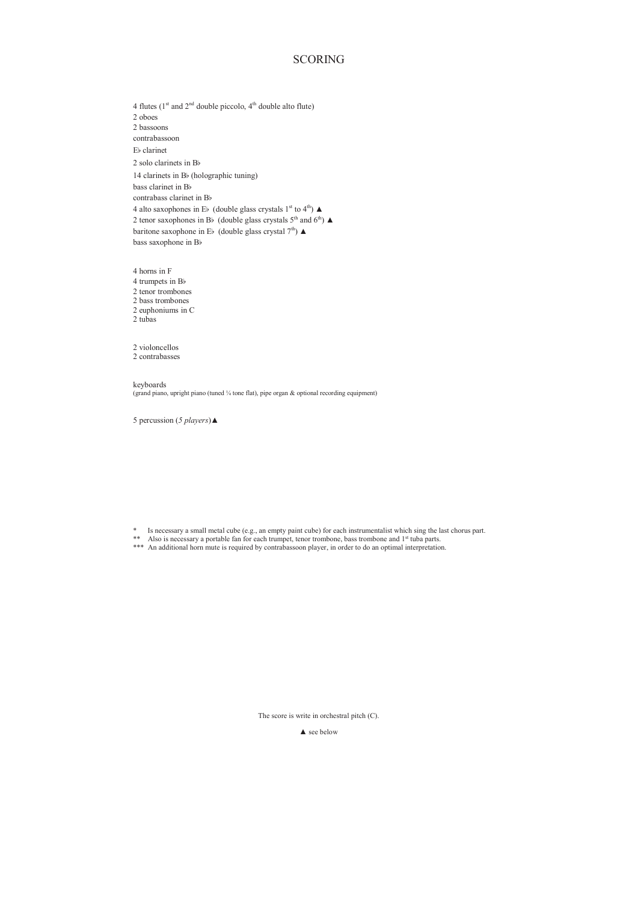# SCORING

4 flutes (1st and 2nd double piccolo, 4th double alto flute)
2 oboes
2 bassoons
contrabassoon
E♭ clarinet
2 solo clarinets in B♭
14 clarinets in B♭ (holographic tuning)
bass clarinet in B♭
contrabass clarinet in B♭
4 alto saxophones in E♭ (double glass crystals 1st to 4th) ▲
2 tenor saxophones in B♭ (double glass crystals 5th and 6th) ▲
baritone saxophone in E♭ (double glass crystal 7th) ▲
bass saxophone in B♭

4 horns in F
4 trumpets in B♭
2 tenor trombones
2 bass trombones
2 euphoniums in C
2 tubas

2 violoncellos
2 contrabasses

keyboards
(grand piano, upright piano (tuned ¼ tone flat), pipe organ & optional recording equipment)

5 percussion (*5 players*)▲

\* Is necessary a small metal cube (e.g., an empty paint cube) for each instrumentalist which sing the last chorus part.
\** Also is necessary a portable fan for each trumpet, tenor trombone, bass trombone and 1st tuba parts.
\*** An additional horn mute is required by contrabassoon player, in order to do an optimal interpretation.

The score is write in orchestral pitch (C).

▲ see below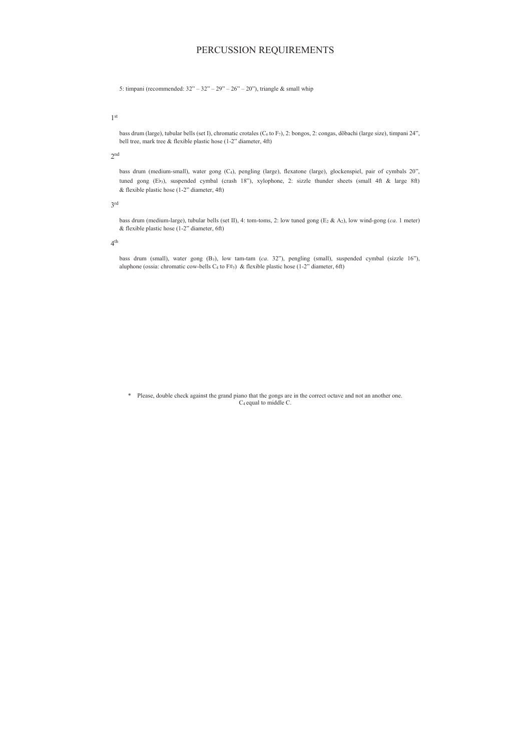# PERCUSSION REQUIREMENTS

5: timpani (recommended: 32" – 32" – 29" – 26" – 20"), triangle & small whip

1st

bass drum (large), tubular bells (set I), chromatic crotales ($C_6$ to $F_7$), 2: bongos, 2: congas, dōbachi (large size), timpani 24", bell tree, mark tree & flexible plastic hose (1-2" diameter, 4ft)

2nd

bass drum (medium-small), water gong ($C_4$), pengling (large), flexatone (large), glockenspiel, pair of cymbals 20", tuned gong ($E\flat_3$), suspended cymbal (crash 18"), xylophone, 2: sizzle thunder sheets (small 4ft & large 8ft) & flexible plastic hose (1-2" diameter, 4ft)

3rd

bass drum (medium-large), tubular bells (set II), 4: tom-toms, 2: low tuned gong ($E_2$ & $A_2$), low wind-gong (*ca.* 1 meter) & flexible plastic hose (1-2" diameter, 6ft)

4th

bass drum (small), water gong ($B_3$), low tam-tam (*ca.* 32"), pengling (small), suspended cymbal (sizzle 16"), aluphone (ossia: chromatic cow-bells $C_4$ to $F\#_5$) & flexible plastic hose (1-2" diameter, 6ft)

\* Please, double check against the grand piano that the gongs are in the correct octave and not an another one.
$C_4$ equal to middle C.